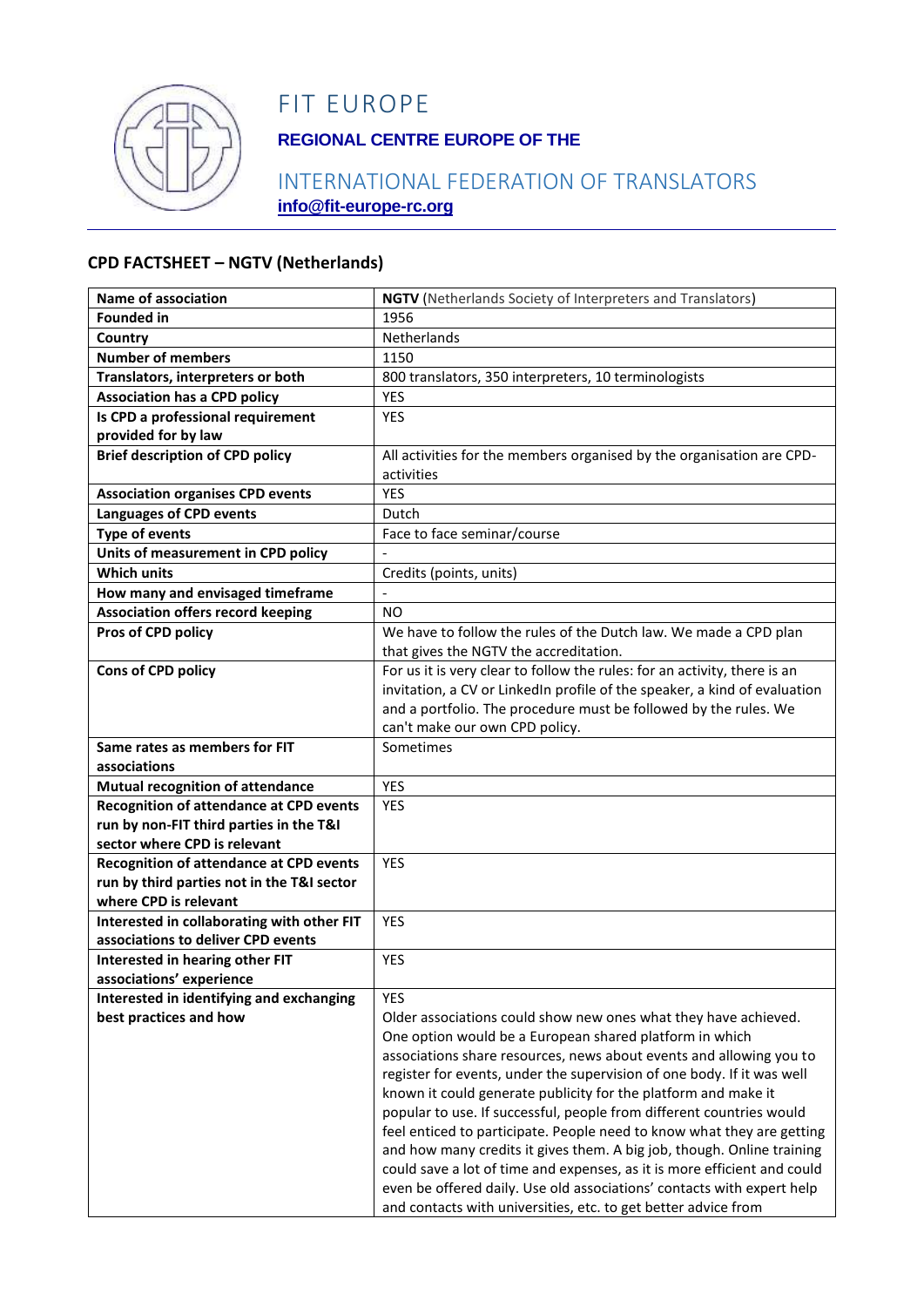# FIT EUROPE

**REGIONAL CENTRE EUROPE OF THE**

INTERNATIONAL FEDERATION OF TRANSLATORS

**info@fit-europe-rc.org**

## CPD FACTSHEET – NGTV (Netherlands)

| | |
|---|---|
| **Name of association** | **NGTV** (Netherlands Society of Interpreters and Translators) |
| **Founded in** | 1956 |
| **Country** | Netherlands |
| **Number of members** | 1150 |
| **Translators, interpreters or both** | 800 translators, 350 interpreters, 10 terminologists |
| **Association has a CPD policy** | YES |
| **Is CPD a professional requirement provided for by law** | YES |
| **Brief description of CPD policy** | All activities for the members organised by the organisation are CPD-activities |
| **Association organises CPD events** | YES |
| **Languages of CPD events** | Dutch |
| **Type of events** | Face to face seminar/course |
| **Units of measurement in CPD policy** | - |
| **Which units** | Credits (points, units) |
| **How many and envisaged timeframe** | - |
| **Association offers record keeping** | NO |
| **Pros of CPD policy** | We have to follow the rules of the Dutch law. We made a CPD plan that gives the NGTV the accreditation. |
| **Cons of CPD policy** | For us it is very clear to follow the rules: for an activity, there is an invitation, a CV or LinkedIn profile of the speaker, a kind of evaluation and a portfolio. The procedure must be followed by the rules. We can't make our own CPD policy. |
| **Same rates as members for FIT associations** | Sometimes |
| **Mutual recognition of attendance** | YES |
| **Recognition of attendance at CPD events run by non-FIT third parties in the T&I sector where CPD is relevant** | YES |
| **Recognition of attendance at CPD events run by third parties not in the T&I sector where CPD is relevant** | YES |
| **Interested in collaborating with other FIT associations to deliver CPD events** | YES |
| **Interested in hearing other FIT associations' experience** | YES |
| **Interested in identifying and exchanging best practices and how** | YES<br>Older associations could show new ones what they have achieved. One option would be a European shared platform in which associations share resources, news about events and allowing you to register for events, under the supervision of one body. If it was well known it could generate publicity for the platform and make it popular to use. If successful, people from different countries would feel enticed to participate. People need to know what they are getting and how many credits it gives them. A big job, though. Online training could save a lot of time and expenses, as it is more efficient and could even be offered daily. Use old associations' contacts with expert help and contacts with universities, etc. to get better advice from |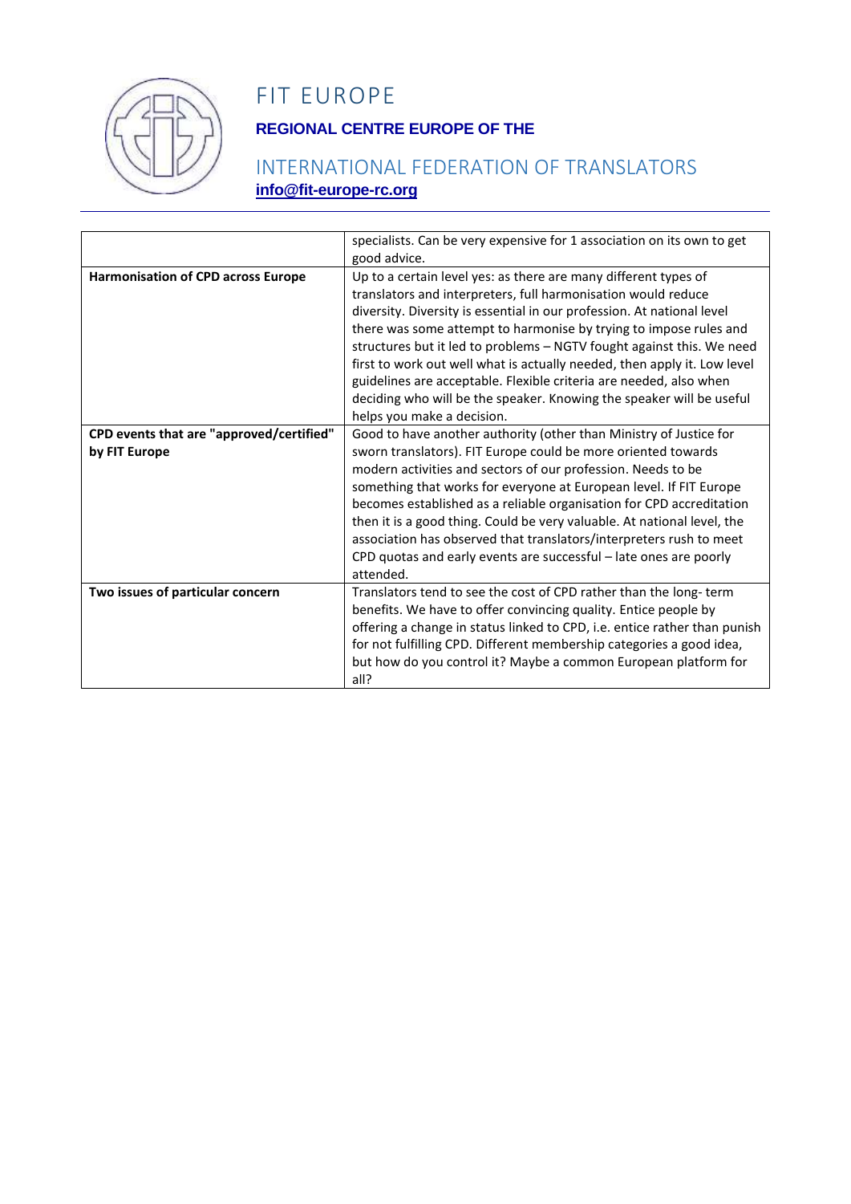FIT EUROPE

**REGIONAL CENTRE EUROPE OF THE**

INTERNATIONAL FEDERATION OF TRANSLATORS

**info@fit-europe-rc.org**

| | |
|---|---|
| | specialists. Can be very expensive for 1 association on its own to get good advice. |
| **Harmonisation of CPD across Europe** | Up to a certain level yes: as there are many different types of translators and interpreters, full harmonisation would reduce diversity. Diversity is essential in our profession. At national level there was some attempt to harmonise by trying to impose rules and structures but it led to problems – NGTV fought against this. We need first to work out well what is actually needed, then apply it. Low level guidelines are acceptable. Flexible criteria are needed, also when deciding who will be the speaker. Knowing the speaker will be useful helps you make a decision. |
| **CPD events that are "approved/certified" by FIT Europe** | Good to have another authority (other than Ministry of Justice for sworn translators). FIT Europe could be more oriented towards modern activities and sectors of our profession. Needs to be something that works for everyone at European level. If FIT Europe becomes established as a reliable organisation for CPD accreditation then it is a good thing. Could be very valuable. At national level, the association has observed that translators/interpreters rush to meet CPD quotas and early events are successful – late ones are poorly attended. |
| **Two issues of particular concern** | Translators tend to see the cost of CPD rather than the long- term benefits. We have to offer convincing quality. Entice people by offering a change in status linked to CPD, i.e. entice rather than punish for not fulfilling CPD. Different membership categories a good idea, but how do you control it? Maybe a common European platform for all? |